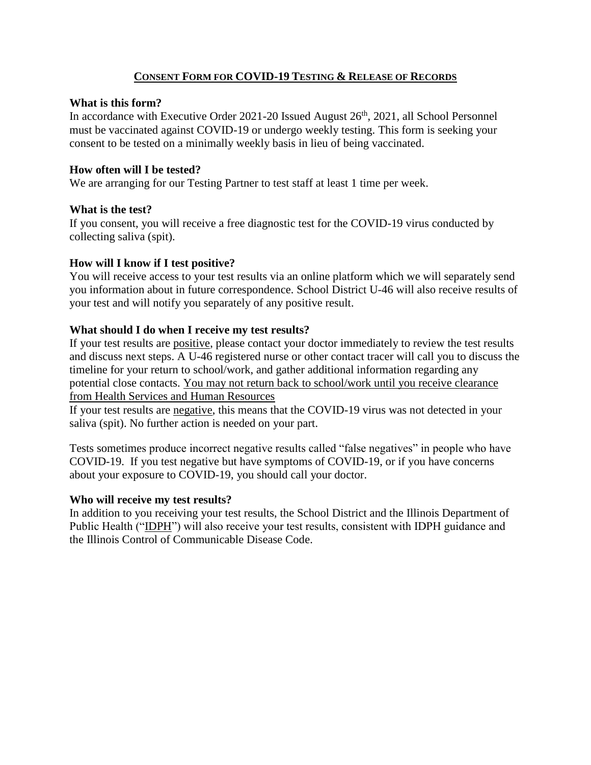# **CONSENT FORM FOR COVID-19 TESTING & RELEASE OF RECORDS**

**What is this form?**

In accordance with Executive Order 2021-20 Issued August 26th, 2021, all School Personnel must be vaccinated against COVID-19 or undergo weekly testing. This form is seeking your consent to be tested on a minimally weekly basis in lieu of being vaccinated.

**How often will I be tested?**

We are arranging for our Testing Partner to test staff at least 1 time per week.

**What is the test?**

If you consent, you will receive a free diagnostic test for the COVID-19 virus conducted by collecting saliva (spit).

**How will I know if I test positive?**

You will receive access to your test results via an online platform which we will separately send you information about in future correspondence. School District U-46 will also receive results of your test and will notify you separately of any positive result.

**What should I do when I receive my test results?**

If your test results are positive, please contact your doctor immediately to review the test results and discuss next steps. A U-46 registered nurse or other contact tracer will call you to discuss the timeline for your return to school/work, and gather additional information regarding any potential close contacts. You may not return back to school/work until you receive clearance from Health Services and Human Resources

If your test results are negative, this means that the COVID-19 virus was not detected in your saliva (spit). No further action is needed on your part.

Tests sometimes produce incorrect negative results called "false negatives" in people who have COVID-19. If you test negative but have symptoms of COVID-19, or if you have concerns about your exposure to COVID-19, you should call your doctor.

**Who will receive my test results?**

In addition to you receiving your test results, the School District and the Illinois Department of Public Health ("IDPH") will also receive your test results, consistent with IDPH guidance and the Illinois Control of Communicable Disease Code.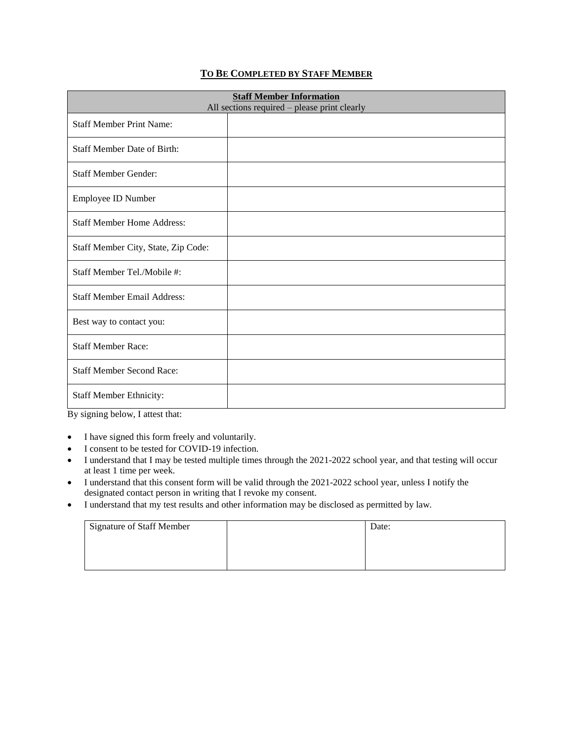**<u>TO BE COMPLETED BY STAFF MEMBER</u>**

| **<u>Staff Member Information</u>**<br>All sections required – please print clearly | |
|---|---|
| Staff Member Print Name: | |
| Staff Member Date of Birth: | |
| Staff Member Gender: | |
| Employee ID Number | |
| Staff Member Home Address: | |
| Staff Member City, State, Zip Code: | |
| Staff Member Tel./Mobile #: | |
| Staff Member Email Address: | |
| Best way to contact you: | |
| Staff Member Race: | |
| Staff Member Second Race: | |
| Staff Member Ethnicity: | |

By signing below, I attest that:

- I have signed this form freely and voluntarily.
- I consent to be tested for COVID-19 infection.
- I understand that I may be tested multiple times through the 2021-2022 school year, and that testing will occur at least 1 time per week.
- I understand that this consent form will be valid through the 2021-2022 school year, unless I notify the designated contact person in writing that I revoke my consent.
- I understand that my test results and other information may be disclosed as permitted by law.

| | | |
|---|---|---|
| Signature of Staff Member | | Date: |